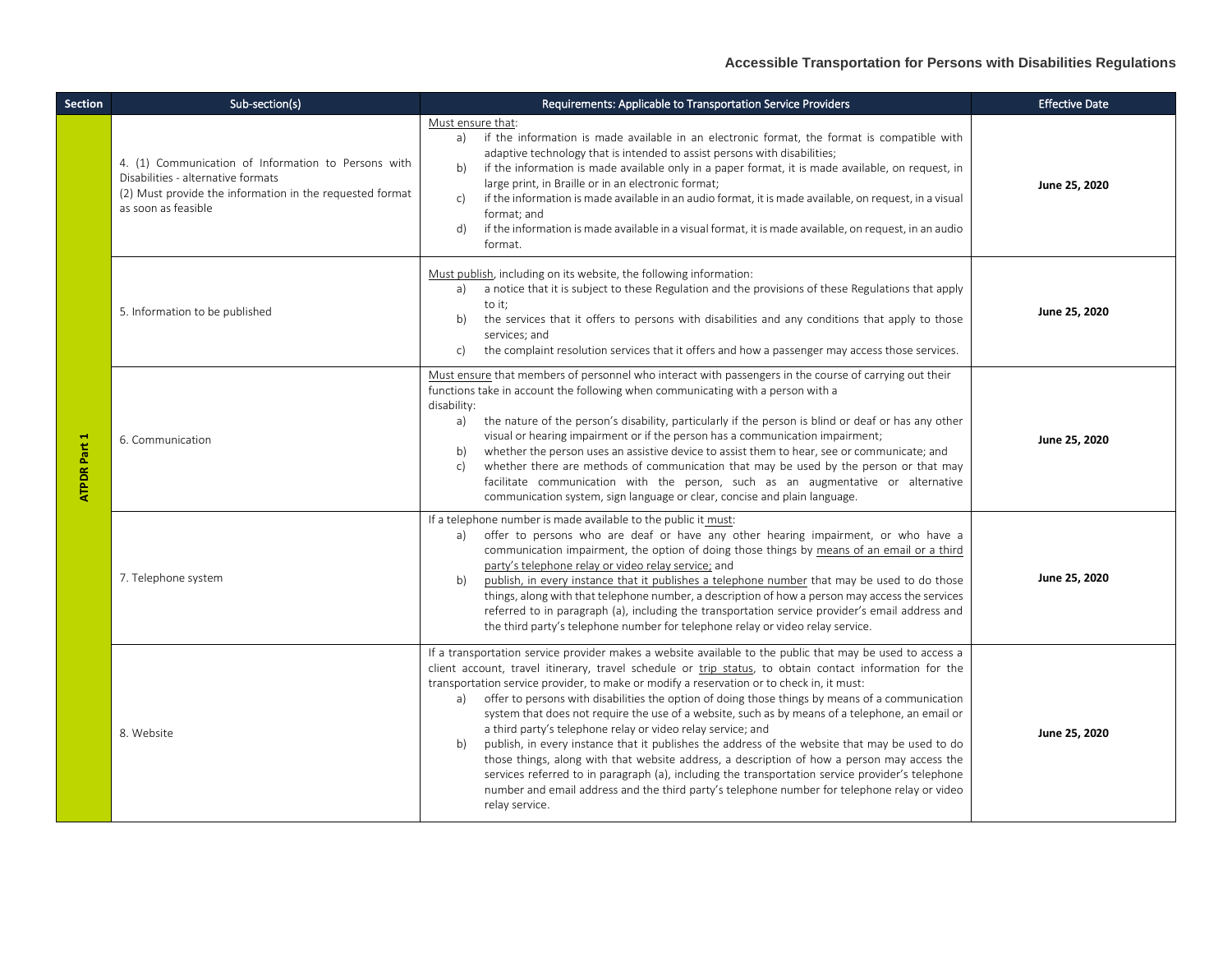# Accessible Transportation for Persons with Disabilities Regulations

| Section | Sub-section(s) | Requirements: Applicable to Transportation Service Providers | Effective Date |
|---|---|---|---|
| ATPDR Part 1 | 4. (1) Communication of Information to Persons with Disabilities - alternative formats<br>(2) Must provide the information in the requested format as soon as feasible | Must ensure that:<br>a) if the information is made available in an electronic format, the format is compatible with adaptive technology that is intended to assist persons with disabilities;<br>b) if the information is made available only in a paper format, it is made available, on request, in large print, in Braille or in an electronic format;<br>c) if the information is made available in an audio format, it is made available, on request, in a visual format; and<br>d) if the information is made available in a visual format, it is made available, on request, in an audio format. | **June 25, 2020** |
| | 5. Information to be published | Must publish, including on its website, the following information:<br>a) a notice that it is subject to these Regulation and the provisions of these Regulations that apply to it;<br>b) the services that it offers to persons with disabilities and any conditions that apply to those services; and<br>c) the complaint resolution services that it offers and how a passenger may access those services. | **June 25, 2020** |
| | 6. Communication | Must ensure that members of personnel who interact with passengers in the course of carrying out their functions take in account the following when communicating with a person with a disability:<br>a) the nature of the person's disability, particularly if the person is blind or deaf or has any other visual or hearing impairment or if the person has a communication impairment;<br>b) whether the person uses an assistive device to assist them to hear, see or communicate; and<br>c) whether there are methods of communication that may be used by the person or that may facilitate communication with the person, such as an augmentative or alternative communication system, sign language or clear, concise and plain language. | **June 25, 2020** |
| | 7. Telephone system | If a telephone number is made available to the public it must:<br>a) offer to persons who are deaf or have any other hearing impairment, or who have a communication impairment, the option of doing those things by means of an email or a third party's telephone relay or video relay service; and<br>b) publish, in every instance that it publishes a telephone number that may be used to do those things, along with that telephone number, a description of how a person may access the services referred to in paragraph (a), including the transportation service provider's email address and the third party's telephone number for telephone relay or video relay service. | **June 25, 2020** |
| | 8. Website | If a transportation service provider makes a website available to the public that may be used to access a client account, travel itinerary, travel schedule or trip status, to obtain contact information for the transportation service provider, to make or modify a reservation or to check in, it must:<br>a) offer to persons with disabilities the option of doing those things by means of a communication system that does not require the use of a website, such as by means of a telephone, an email or a third party's telephone relay or video relay service; and<br>b) publish, in every instance that it publishes the address of the website that may be used to do those things, along with that website address, a description of how a person may access the services referred to in paragraph (a), including the transportation service provider's telephone number and email address and the third party's telephone number for telephone relay or video relay service. | **June 25, 2020** |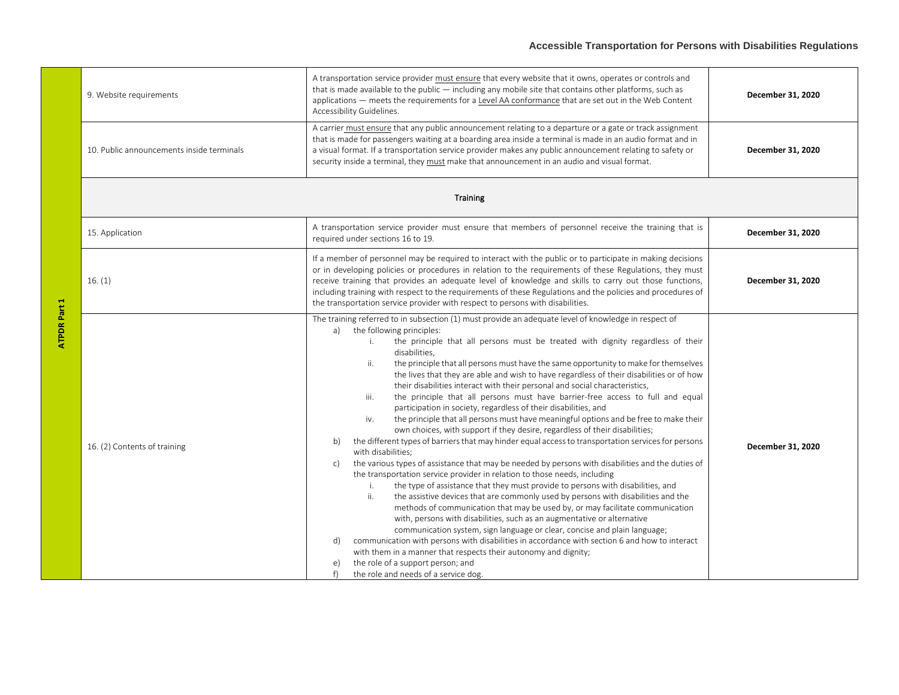| ATPDR Part 1 | Section | Requirement | Date |
|---|---|---|---|
| ATPDR Part 1 | 9. Website requirements | A transportation service provider must ensure that every website that it owns, operates or controls and that is made available to the public — including any mobile site that contains other platforms, such as applications — meets the requirements for a Level AA conformance that are set out in the Web Content Accessibility Guidelines. | **December 31, 2020** |
| ATPDR Part 1 | 10. Public announcements inside terminals | A carrier must ensure that any public announcement relating to a departure or a gate or track assignment that is made for passengers waiting at a boarding area inside a terminal is made in an audio format and in a visual format. If a transportation service provider makes any public announcement relating to safety or security inside a terminal, they must make that announcement in an audio and visual format. | **December 31, 2020** |
| ATPDR Part 1 | **Training** | | |
| ATPDR Part 1 | 15. Application | A transportation service provider must ensure that members of personnel receive the training that is required under sections 16 to 19. | **December 31, 2020** |
| ATPDR Part 1 | 16. (1) | If a member of personnel may be required to interact with the public or to participate in making decisions or in developing policies or procedures in relation to the requirements of these Regulations, they must receive training that provides an adequate level of knowledge and skills to carry out those functions, including training with respect to the requirements of these Regulations and the policies and procedures of the transportation service provider with respect to persons with disabilities. | **December 31, 2020** |
| ATPDR Part 1 | 16. (2) Contents of training | The training referred to in subsection (1) must provide an adequate level of knowledge in respect of<br>a) the following principles:<br>i. the principle that all persons must be treated with dignity regardless of their disabilities,<br>ii. the principle that all persons must have the same opportunity to make for themselves the lives that they are able and wish to have regardless of their disabilities or of how their disabilities interact with their personal and social characteristics,<br>iii. the principle that all persons must have barrier-free access to full and equal participation in society, regardless of their disabilities, and<br>iv. the principle that all persons must have meaningful options and be free to make their own choices, with support if they desire, regardless of their disabilities;<br>b) the different types of barriers that may hinder equal access to transportation services for persons with disabilities;<br>c) the various types of assistance that may be needed by persons with disabilities and the duties of the transportation service provider in relation to those needs, including<br>i. the type of assistance that they must provide to persons with disabilities, and<br>ii. the assistive devices that are commonly used by persons with disabilities and the methods of communication that may be used by, or may facilitate communication with, persons with disabilities, such as an augmentative or alternative communication system, sign language or clear, concise and plain language;<br>d) communication with persons with disabilities in accordance with section 6 and how to interact with them in a manner that respects their autonomy and dignity;<br>e) the role of a support person; and<br>f) the role and needs of a service dog. | **December 31, 2020** |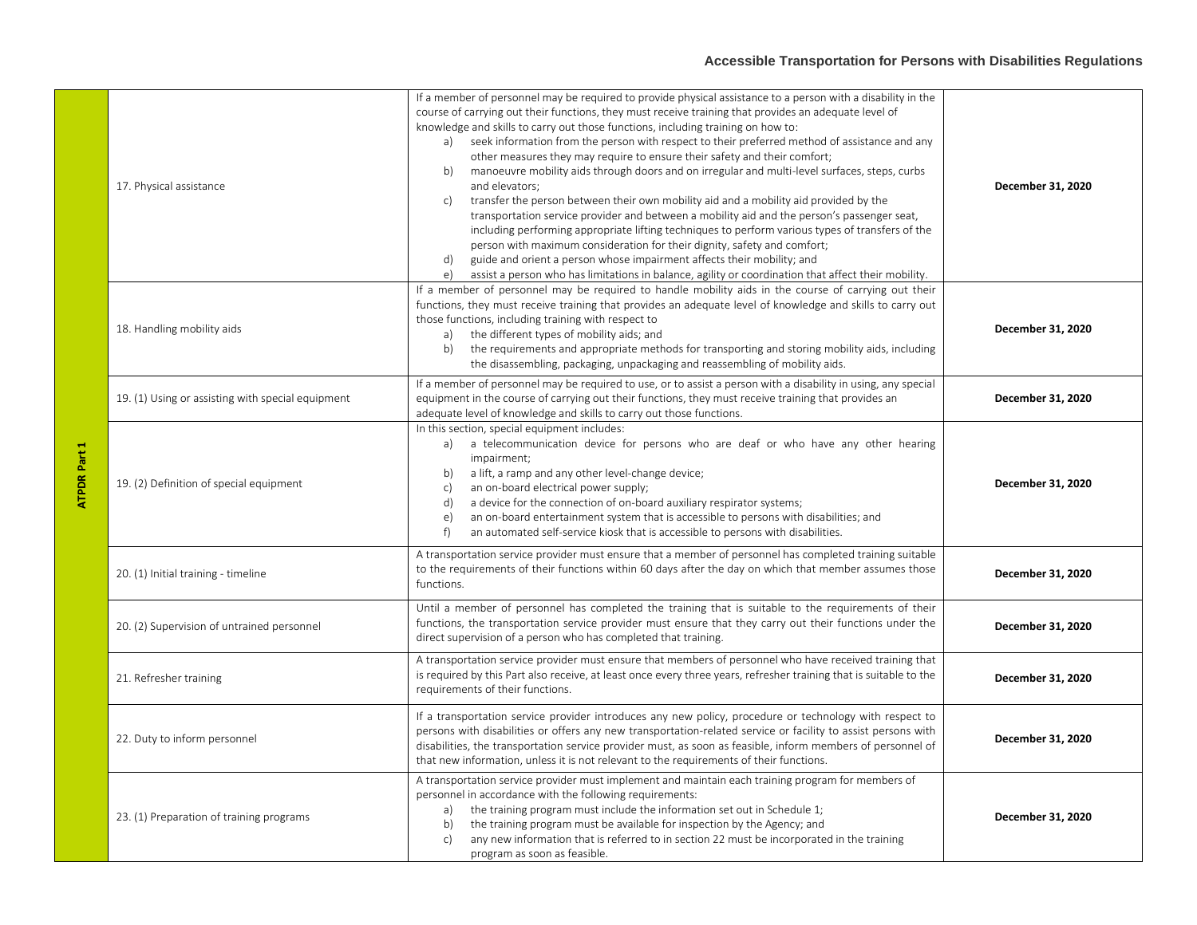| | | | |
|---|---|---|---|
| ATPDR Part 1 | 17. Physical assistance | If a member of personnel may be required to provide physical assistance to a person with a disability in the course of carrying out their functions, they must receive training that provides an adequate level of knowledge and skills to carry out those functions, including training on how to:<br>a) seek information from the person with respect to their preferred method of assistance and any other measures they may require to ensure their safety and their comfort;<br>b) manoeuvre mobility aids through doors and on irregular and multi-level surfaces, steps, curbs and elevators;<br>c) transfer the person between their own mobility aid and a mobility aid provided by the transportation service provider and between a mobility aid and the person's passenger seat, including performing appropriate lifting techniques to perform various types of transfers of the person with maximum consideration for their dignity, safety and comfort;<br>d) guide and orient a person whose impairment affects their mobility; and<br>e) assist a person who has limitations in balance, agility or coordination that affect their mobility. | **December 31, 2020** |
| ATPDR Part 1 | 18. Handling mobility aids | If a member of personnel may be required to handle mobility aids in the course of carrying out their functions, they must receive training that provides an adequate level of knowledge and skills to carry out those functions, including training with respect to<br>a) the different types of mobility aids; and<br>b) the requirements and appropriate methods for transporting and storing mobility aids, including the disassembling, packaging, unpackaging and reassembling of mobility aids. | **December 31, 2020** |
| ATPDR Part 1 | 19. (1) Using or assisting with special equipment | If a member of personnel may be required to use, or to assist a person with a disability in using, any special equipment in the course of carrying out their functions, they must receive training that provides an adequate level of knowledge and skills to carry out those functions. | **December 31, 2020** |
| ATPDR Part 1 | 19. (2) Definition of special equipment | In this section, special equipment includes:<br>a) a telecommunication device for persons who are deaf or who have any other hearing impairment;<br>b) a lift, a ramp and any other level-change device;<br>c) an on-board electrical power supply;<br>d) a device for the connection of on-board auxiliary respirator systems;<br>e) an on-board entertainment system that is accessible to persons with disabilities; and<br>f) an automated self-service kiosk that is accessible to persons with disabilities. | **December 31, 2020** |
| ATPDR Part 1 | 20. (1) Initial training - timeline | A transportation service provider must ensure that a member of personnel has completed training suitable to the requirements of their functions within 60 days after the day on which that member assumes those functions. | **December 31, 2020** |
| ATPDR Part 1 | 20. (2) Supervision of untrained personnel | Until a member of personnel has completed the training that is suitable to the requirements of their functions, the transportation service provider must ensure that they carry out their functions under the direct supervision of a person who has completed that training. | **December 31, 2020** |
| ATPDR Part 1 | 21. Refresher training | A transportation service provider must ensure that members of personnel who have received training that is required by this Part also receive, at least once every three years, refresher training that is suitable to the requirements of their functions. | **December 31, 2020** |
| ATPDR Part 1 | 22. Duty to inform personnel | If a transportation service provider introduces any new policy, procedure or technology with respect to persons with disabilities or offers any new transportation-related service or facility to assist persons with disabilities, the transportation service provider must, as soon as feasible, inform members of personnel of that new information, unless it is not relevant to the requirements of their functions. | **December 31, 2020** |
| ATPDR Part 1 | 23. (1) Preparation of training programs | A transportation service provider must implement and maintain each training program for members of personnel in accordance with the following requirements:<br>a) the training program must include the information set out in Schedule 1;<br>b) the training program must be available for inspection by the Agency; and<br>c) any new information that is referred to in section 22 must be incorporated in the training program as soon as feasible. | **December 31, 2020** |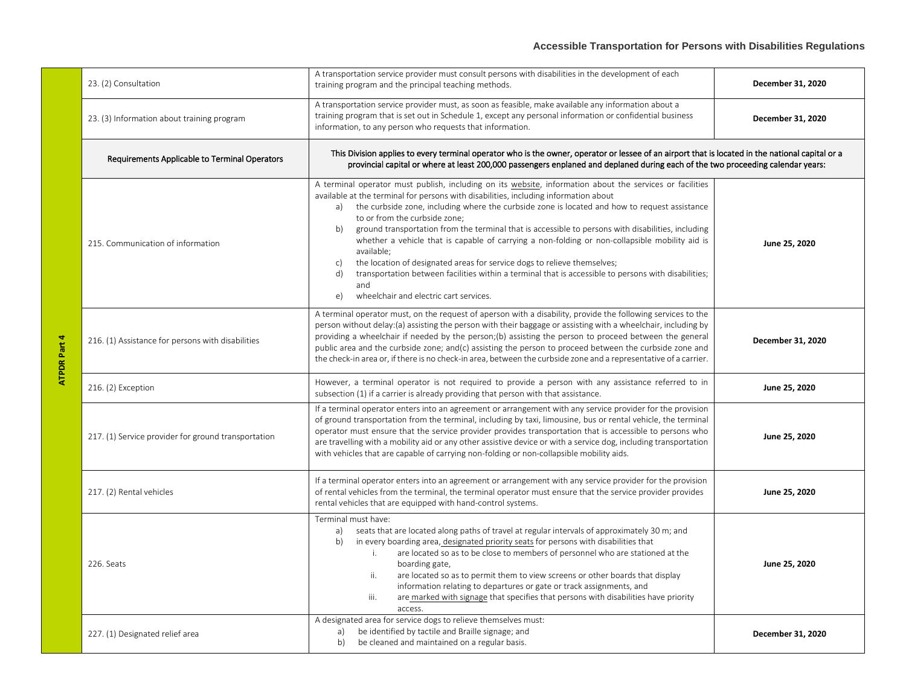| | | | |
|---|---|---|---|
| ATPDR Part 4 | 23. (2) Consultation | A transportation service provider must consult persons with disabilities in the development of each training program and the principal teaching methods. | **December 31, 2020** |
| | 23. (3) Information about training program | A transportation service provider must, as soon as feasible, make available any information about a training program that is set out in Schedule 1, except any personal information or confidential business information, to any person who requests that information. | **December 31, 2020** |
| | Requirements Applicable to Terminal Operators | This Division applies to every terminal operator who is the owner, operator or lessee of an airport that is located in the national capital or a provincial capital or where at least 200,000 passengers enplaned and deplaned during each of the two proceeding calendar years: | |
| | 215. Communication of information | A terminal operator must publish, including on its website, information about the services or facilities available at the terminal for persons with disabilities, including information about<br>a) the curbside zone, including where the curbside zone is located and how to request assistance to or from the curbside zone;<br>b) ground transportation from the terminal that is accessible to persons with disabilities, including whether a vehicle that is capable of carrying a non-folding or non-collapsible mobility aid is available;<br>c) the location of designated areas for service dogs to relieve themselves;<br>d) transportation between facilities within a terminal that is accessible to persons with disabilities; and<br>e) wheelchair and electric cart services. | **June 25, 2020** |
| | 216. (1) Assistance for persons with disabilities | A terminal operator must, on the request of aperson with a disability, provide the following services to the person without delay:(a) assisting the person with their baggage or assisting with a wheelchair, including by providing a wheelchair if needed by the person;(b) assisting the person to proceed between the general public area and the curbside zone; and(c) assisting the person to proceed between the curbside zone and the check-in area or, if there is no check-in area, between the curbside zone and a representative of a carrier. | **December 31, 2020** |
| | 216. (2) Exception | However, a terminal operator is not required to provide a person with any assistance referred to in subsection (1) if a carrier is already providing that person with that assistance. | **June 25, 2020** |
| | 217. (1) Service provider for ground transportation | If a terminal operator enters into an agreement or arrangement with any service provider for the provision of ground transportation from the terminal, including by taxi, limousine, bus or rental vehicle, the terminal operator must ensure that the service provider provides transportation that is accessible to persons who are travelling with a mobility aid or any other assistive device or with a service dog, including transportation with vehicles that are capable of carrying non-folding or non-collapsible mobility aids. | **June 25, 2020** |
| | 217. (2) Rental vehicles | If a terminal operator enters into an agreement or arrangement with any service provider for the provision of rental vehicles from the terminal, the terminal operator must ensure that the service provider provides rental vehicles that are equipped with hand-control systems. | **June 25, 2020** |
| | 226. Seats | Terminal must have:<br>a) seats that are located along paths of travel at regular intervals of approximately 30 m; and<br>b) in every boarding area, designated priority seats for persons with disabilities that<br>i. are located so as to be close to members of personnel who are stationed at the boarding gate,<br>ii. are located so as to permit them to view screens or other boards that display information relating to departures or gate or track assignments, and<br>iii. are marked with signage that specifies that persons with disabilities have priority access. | **June 25, 2020** |
| | 227. (1) Designated relief area | A designated area for service dogs to relieve themselves must:<br>a) be identified by tactile and Braille signage; and<br>b) be cleaned and maintained on a regular basis. | **December 31, 2020** |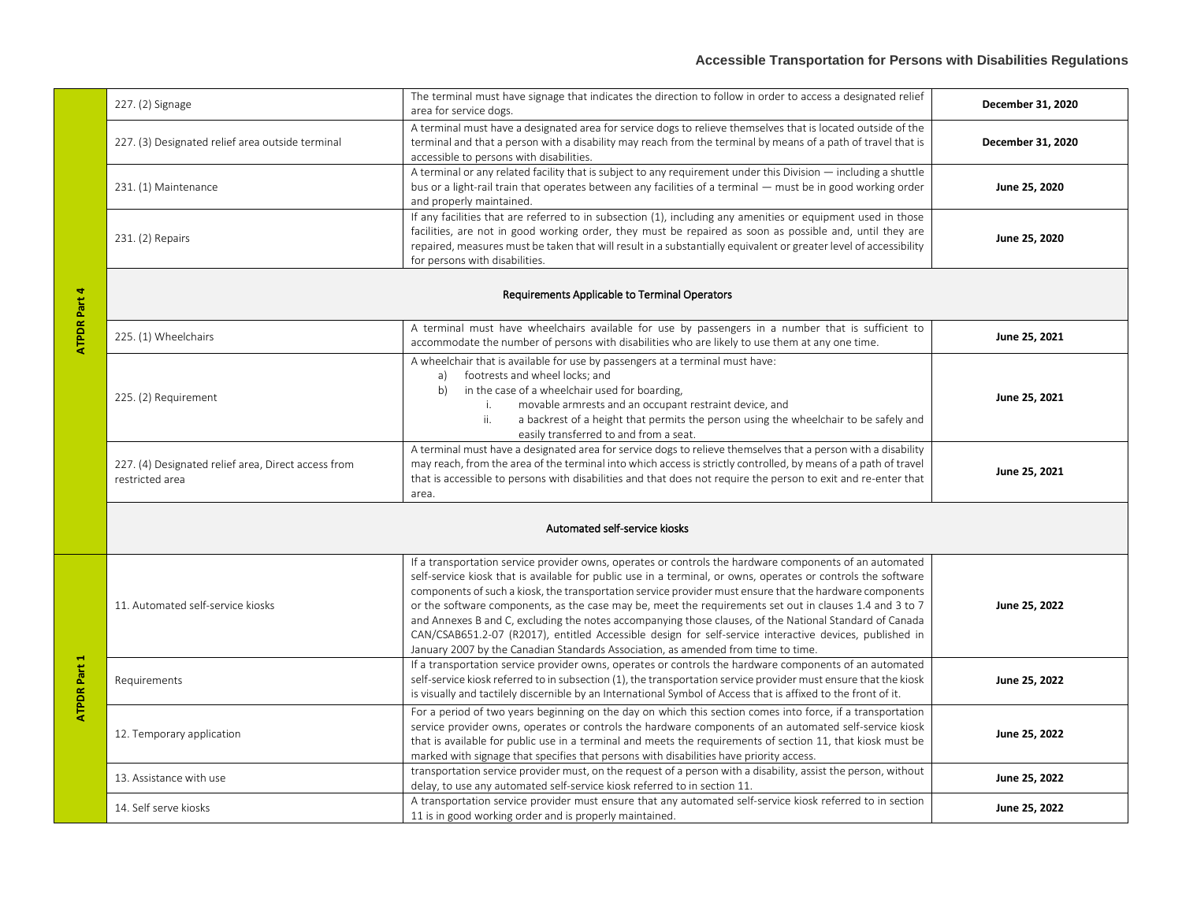| | | | |
|---|---|---|---|
| ATPDR Part 4 | 227. (2) Signage | The terminal must have signage that indicates the direction to follow in order to access a designated relief area for service dogs. | **December 31, 2020** |
| | 227. (3) Designated relief area outside terminal | A terminal must have a designated area for service dogs to relieve themselves that is located outside of the terminal and that a person with a disability may reach from the terminal by means of a path of travel that is accessible to persons with disabilities. | **December 31, 2020** |
| | 231. (1) Maintenance | A terminal or any related facility that is subject to any requirement under this Division — including a shuttle bus or a light-rail train that operates between any facilities of a terminal — must be in good working order and properly maintained. | **June 25, 2020** |
| | 231. (2) Repairs | If any facilities that are referred to in subsection (1), including any amenities or equipment used in those facilities, are not in good working order, they must be repaired as soon as possible and, until they are repaired, measures must be taken that will result in a substantially equivalent or greater level of accessibility for persons with disabilities. | **June 25, 2020** |
| | Requirements Applicable to Terminal Operators | | |
| | 225. (1) Wheelchairs | A terminal must have wheelchairs available for use by passengers in a number that is sufficient to accommodate the number of persons with disabilities who are likely to use them at any one time. | **June 25, 2021** |
| | 225. (2) Requirement | A wheelchair that is available for use by passengers at a terminal must have: a) footrests and wheel locks; and b) in the case of a wheelchair used for boarding, i. movable armrests and an occupant restraint device, and ii. a backrest of a height that permits the person using the wheelchair to be safely and easily transferred to and from a seat. | **June 25, 2021** |
| | 227. (4) Designated relief area, Direct access from restricted area | A terminal must have a designated area for service dogs to relieve themselves that a person with a disability may reach, from the area of the terminal into which access is strictly controlled, by means of a path of travel that is accessible to persons with disabilities and that does not require the person to exit and re-enter that area. | **June 25, 2021** |
| | Automated self-service kiosks | | |
| ATPDR Part 1 | 11. Automated self-service kiosks | If a transportation service provider owns, operates or controls the hardware components of an automated self-service kiosk that is available for public use in a terminal, or owns, operates or controls the software components of such a kiosk, the transportation service provider must ensure that the hardware components or the software components, as the case may be, meet the requirements set out in clauses 1.4 and 3 to 7 and Annexes B and C, excluding the notes accompanying those clauses, of the National Standard of Canada CAN/CSAB651.2-07 (R2017), entitled Accessible design for self-service interactive devices, published in January 2007 by the Canadian Standards Association, as amended from time to time. | **June 25, 2022** |
| | Requirements | If a transportation service provider owns, operates or controls the hardware components of an automated self-service kiosk referred to in subsection (1), the transportation service provider must ensure that the kiosk is visually and tactilely discernible by an International Symbol of Access that is affixed to the front of it. | **June 25, 2022** |
| | 12. Temporary application | For a period of two years beginning on the day on which this section comes into force, if a transportation service provider owns, operates or controls the hardware components of an automated self-service kiosk that is available for public use in a terminal and meets the requirements of section 11, that kiosk must be marked with signage that specifies that persons with disabilities have priority access. | **June 25, 2022** |
| | 13. Assistance with use | transportation service provider must, on the request of a person with a disability, assist the person, without delay, to use any automated self-service kiosk referred to in section 11. | **June 25, 2022** |
| | 14. Self serve kiosks | A transportation service provider must ensure that any automated self-service kiosk referred to in section 11 is in good working order and is properly maintained. | **June 25, 2022** |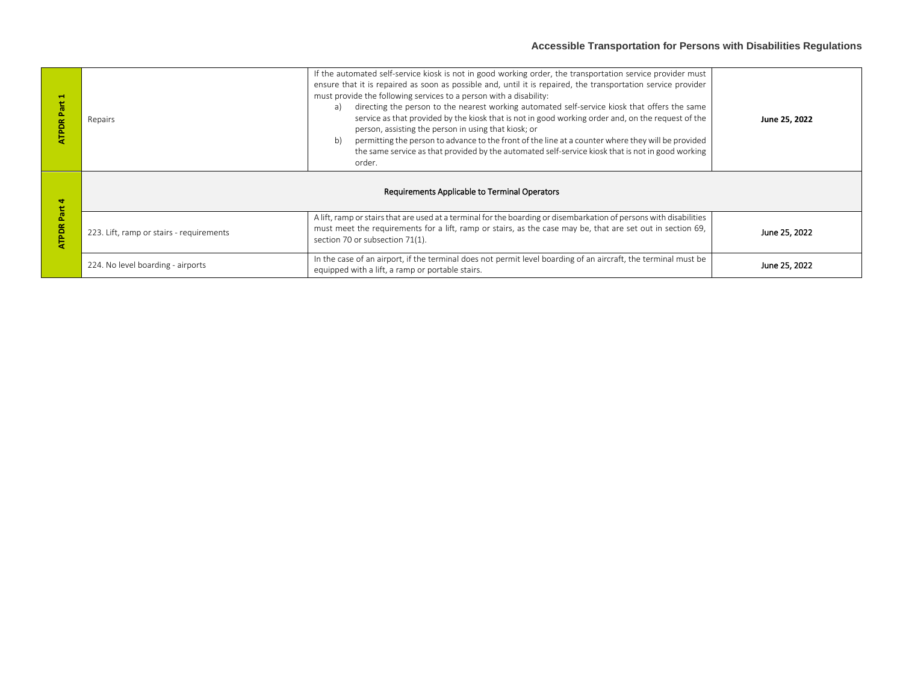| | | | |
|---|---|---|---|
| ATPDR Part 1 | Repairs | If the automated self-service kiosk is not in good working order, the transportation service provider must ensure that it is repaired as soon as possible and, until it is repaired, the transportation service provider must provide the following services to a person with a disability:<br>a) directing the person to the nearest working automated self-service kiosk that offers the same service as that provided by the kiosk that is not in good working order and, on the request of the person, assisting the person in using that kiosk; or<br>b) permitting the person to advance to the front of the line at a counter where they will be provided the same service as that provided by the automated self-service kiosk that is not in good working order. | **June 25, 2022** |
| ATPDR Part 4 | Requirements Applicable to Terminal Operators | | |
| | 223. Lift, ramp or stairs - requirements | A lift, ramp or stairs that are used at a terminal for the boarding or disembarkation of persons with disabilities must meet the requirements for a lift, ramp or stairs, as the case may be, that are set out in section 69, section 70 or subsection 71(1). | June 25, 2022 |
| | 224. No level boarding - airports | In the case of an airport, if the terminal does not permit level boarding of an aircraft, the terminal must be equipped with a lift, a ramp or portable stairs. | June 25, 2022 |